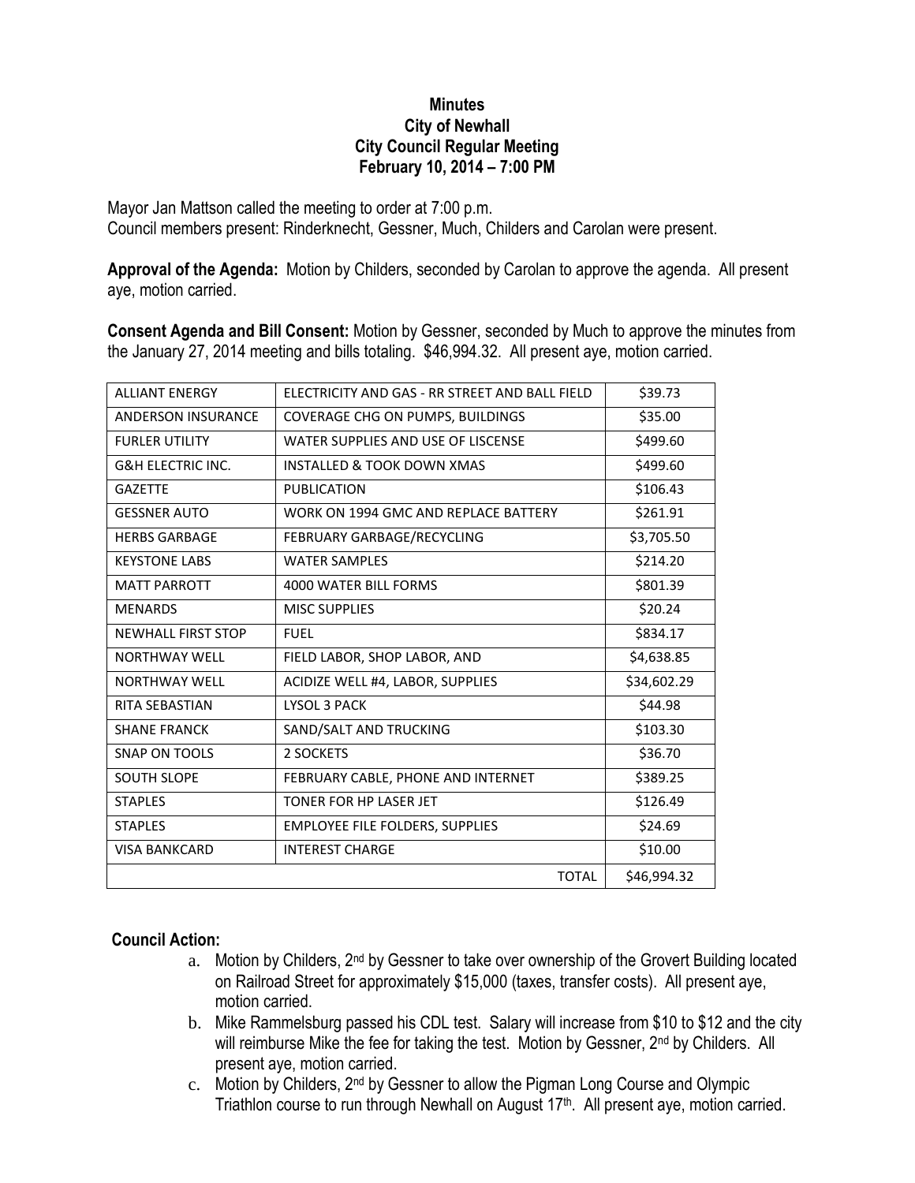**Minutes**
**City of Newhall**
**City Council Regular Meeting**
**February 10, 2014 – 7:00 PM**

Mayor Jan Mattson called the meeting to order at 7:00 p.m.
Council members present: Rinderknecht, Gessner, Much, Childers and Carolan were present.

**Approval of the Agenda:** Motion by Childers, seconded by Carolan to approve the agenda. All present aye, motion carried.

**Consent Agenda and Bill Consent:** Motion by Gessner, seconded by Much to approve the minutes from the January 27, 2014 meeting and bills totaling. $46,994.32. All present aye, motion carried.

| | | |
|---|---|---|
| ALLIANT ENERGY | ELECTRICITY AND GAS - RR STREET AND BALL FIELD | $39.73 |
| ANDERSON INSURANCE | COVERAGE CHG ON PUMPS, BUILDINGS | $35.00 |
| FURLER UTILITY | WATER SUPPLIES AND USE OF LISCENSE | $499.60 |
| G&H ELECTRIC INC. | INSTALLED & TOOK DOWN XMAS | $499.60 |
| GAZETTE | PUBLICATION | $106.43 |
| GESSNER AUTO | WORK ON 1994 GMC AND REPLACE BATTERY | $261.91 |
| HERBS GARBAGE | FEBRUARY GARBAGE/RECYCLING | $3,705.50 |
| KEYSTONE LABS | WATER SAMPLES | $214.20 |
| MATT PARROTT | 4000 WATER BILL FORMS | $801.39 |
| MENARDS | MISC SUPPLIES | $20.24 |
| NEWHALL FIRST STOP | FUEL | $834.17 |
| NORTHWAY WELL | FIELD LABOR, SHOP LABOR, AND | $4,638.85 |
| NORTHWAY WELL | ACIDIZE WELL #4, LABOR, SUPPLIES | $34,602.29 |
| RITA SEBASTIAN | LYSOL 3 PACK | $44.98 |
| SHANE FRANCK | SAND/SALT AND TRUCKING | $103.30 |
| SNAP ON TOOLS | 2 SOCKETS | $36.70 |
| SOUTH SLOPE | FEBRUARY CABLE, PHONE AND INTERNET | $389.25 |
| STAPLES | TONER FOR HP LASER JET | $126.49 |
| STAPLES | EMPLOYEE FILE FOLDERS, SUPPLIES | $24.69 |
| VISA BANKCARD | INTEREST CHARGE | $10.00 |
| | TOTAL | $46,994.32 |

**Council Action:**

a. Motion by Childers, 2nd by Gessner to take over ownership of the Grovert Building located on Railroad Street for approximately $15,000 (taxes, transfer costs). All present aye, motion carried.
b. Mike Rammelsburg passed his CDL test. Salary will increase from $10 to $12 and the city will reimburse Mike the fee for taking the test. Motion by Gessner, 2nd by Childers. All present aye, motion carried.
c. Motion by Childers, 2nd by Gessner to allow the Pigman Long Course and Olympic Triathlon course to run through Newhall on August 17th. All present aye, motion carried.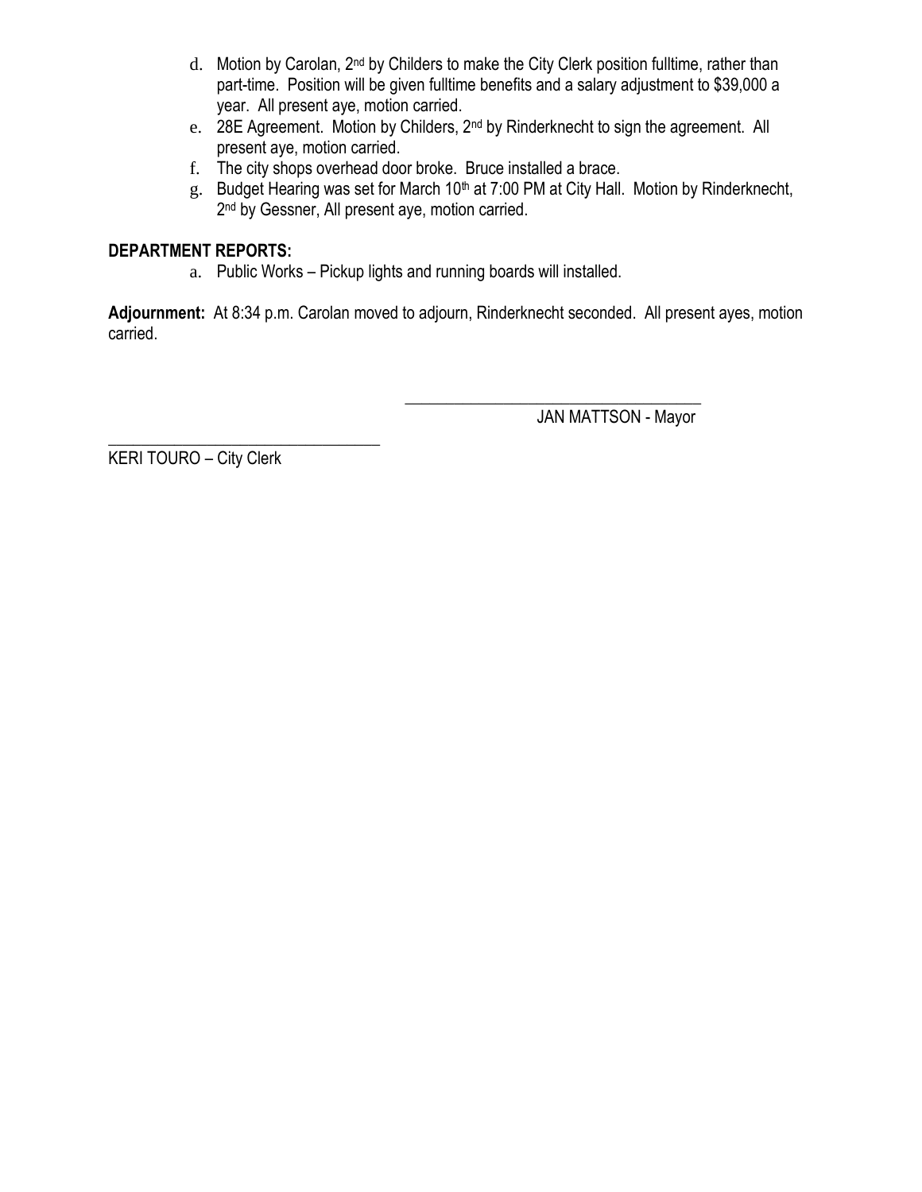d. Motion by Carolan, 2nd by Childers to make the City Clerk position fulltime, rather than part-time. Position will be given fulltime benefits and a salary adjustment to $39,000 a year. All present aye, motion carried.
e. 28E Agreement. Motion by Childers, 2nd by Rinderknecht to sign the agreement. All present aye, motion carried.
f. The city shops overhead door broke. Bruce installed a brace.
g. Budget Hearing was set for March 10th at 7:00 PM at City Hall. Motion by Rinderknecht, 2nd by Gessner, All present aye, motion carried.

**DEPARTMENT REPORTS:**

a. Public Works – Pickup lights and running boards will installed.

**Adjournment:** At 8:34 p.m. Carolan moved to adjourn, Rinderknecht seconded. All present ayes, motion carried.

\_\_\_\_\_\_\_\_\_\_\_\_\_\_\_\_\_\_\_\_\_\_\_\_\_\_\_\_\_\_\_\_\_\_\_\_
JAN MATTSON - Mayor

\_\_\_\_\_\_\_\_\_\_\_\_\_\_\_\_\_\_\_\_\_\_\_\_\_\_\_\_\_\_\_\_\_\_\_\_
KERI TOURO – City Clerk